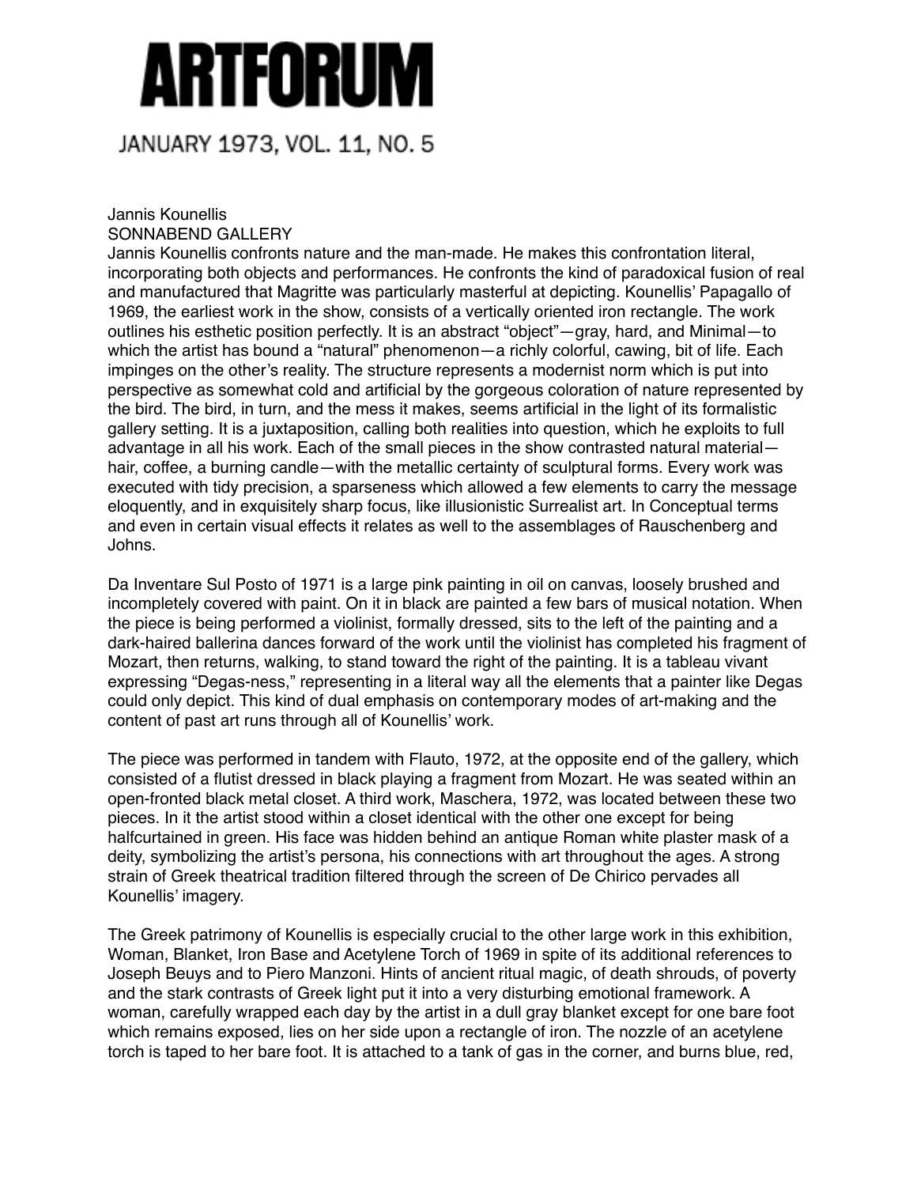# ARTFORUM

JANUARY 1973, VOL. 11, NO. 5

Jannis Kounellis
SONNABEND GALLERY

Jannis Kounellis confronts nature and the man-made. He makes this confrontation literal, incorporating both objects and performances. He confronts the kind of paradoxical fusion of real and manufactured that Magritte was particularly masterful at depicting. Kounellis' Papagallo of 1969, the earliest work in the show, consists of a vertically oriented iron rectangle. The work outlines his esthetic position perfectly. It is an abstract "object"—gray, hard, and Minimal—to which the artist has bound a "natural" phenomenon—a richly colorful, cawing, bit of life. Each impinges on the other's reality. The structure represents a modernist norm which is put into perspective as somewhat cold and artificial by the gorgeous coloration of nature represented by the bird. The bird, in turn, and the mess it makes, seems artificial in the light of its formalistic gallery setting. It is a juxtaposition, calling both realities into question, which he exploits to full advantage in all his work. Each of the small pieces in the show contrasted natural material—hair, coffee, a burning candle—with the metallic certainty of sculptural forms. Every work was executed with tidy precision, a sparseness which allowed a few elements to carry the message eloquently, and in exquisitely sharp focus, like illusionistic Surrealist art. In Conceptual terms and even in certain visual effects it relates as well to the assemblages of Rauschenberg and Johns.

Da Inventare Sul Posto of 1971 is a large pink painting in oil on canvas, loosely brushed and incompletely covered with paint. On it in black are painted a few bars of musical notation. When the piece is being performed a violinist, formally dressed, sits to the left of the painting and a dark-haired ballerina dances forward of the work until the violinist has completed his fragment of Mozart, then returns, walking, to stand toward the right of the painting. It is a tableau vivant expressing "Degas-ness," representing in a literal way all the elements that a painter like Degas could only depict. This kind of dual emphasis on contemporary modes of art-making and the content of past art runs through all of Kounellis' work.

The piece was performed in tandem with Flauto, 1972, at the opposite end of the gallery, which consisted of a flutist dressed in black playing a fragment from Mozart. He was seated within an open-fronted black metal closet. A third work, Maschera, 1972, was located between these two pieces. In it the artist stood within a closet identical with the other one except for being halfcurtained in green. His face was hidden behind an antique Roman white plaster mask of a deity, symbolizing the artist's persona, his connections with art throughout the ages. A strong strain of Greek theatrical tradition filtered through the screen of De Chirico pervades all Kounellis' imagery.

The Greek patrimony of Kounellis is especially crucial to the other large work in this exhibition, Woman, Blanket, Iron Base and Acetylene Torch of 1969 in spite of its additional references to Joseph Beuys and to Piero Manzoni. Hints of ancient ritual magic, of death shrouds, of poverty and the stark contrasts of Greek light put it into a very disturbing emotional framework. A woman, carefully wrapped each day by the artist in a dull gray blanket except for one bare foot which remains exposed, lies on her side upon a rectangle of iron. The nozzle of an acetylene torch is taped to her bare foot. It is attached to a tank of gas in the corner, and burns blue, red,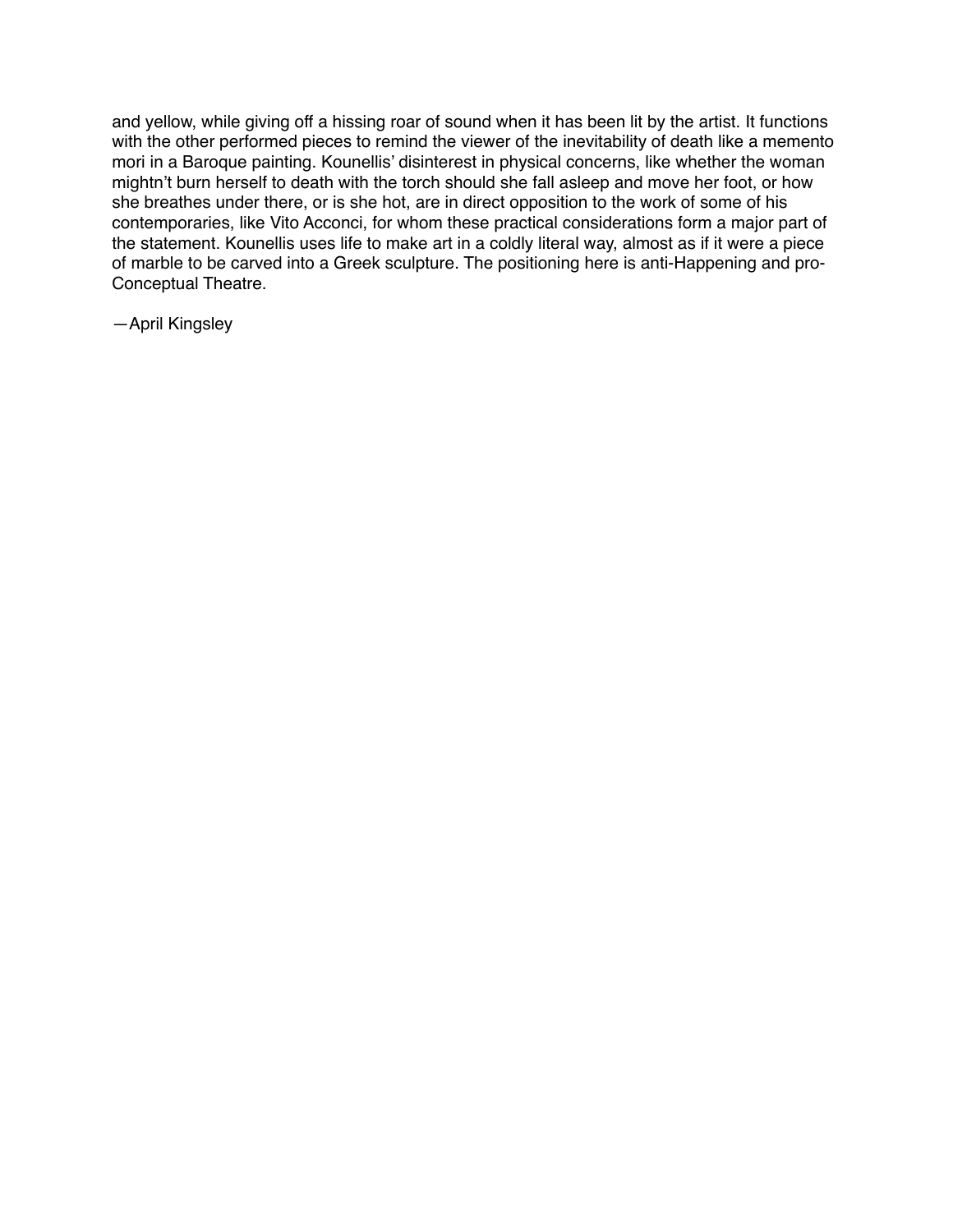and yellow, while giving off a hissing roar of sound when it has been lit by the artist. It functions with the other performed pieces to remind the viewer of the inevitability of death like a memento mori in a Baroque painting. Kounellis' disinterest in physical concerns, like whether the woman mightn't burn herself to death with the torch should she fall asleep and move her foot, or how she breathes under there, or is she hot, are in direct opposition to the work of some of his contemporaries, like Vito Acconci, for whom these practical considerations form a major part of the statement. Kounellis uses life to make art in a coldly literal way, almost as if it were a piece of marble to be carved into a Greek sculpture. The positioning here is anti-Happening and pro-Conceptual Theatre.

—April Kingsley